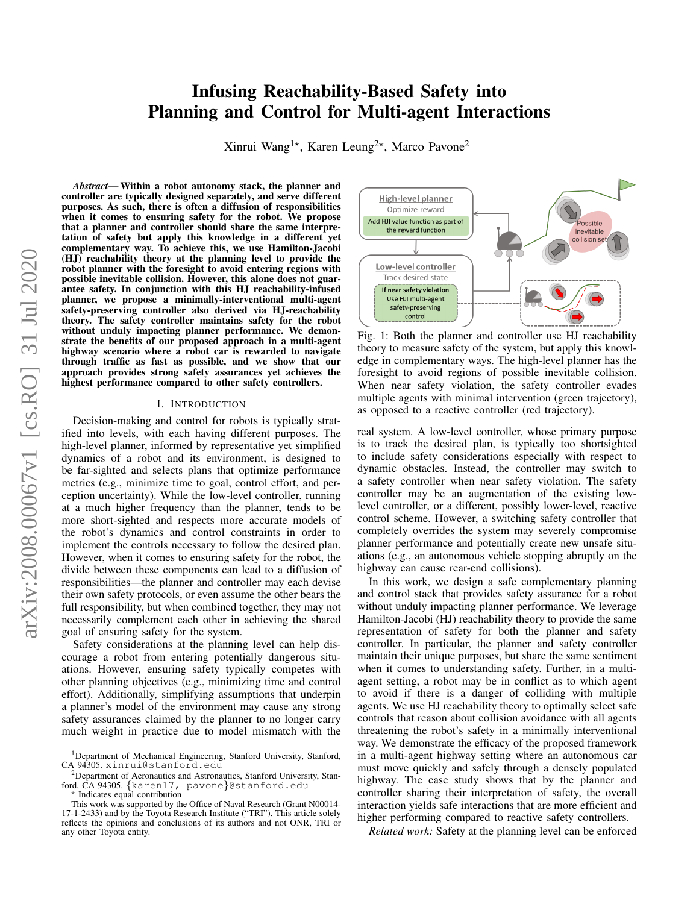# Infusing Reachability-Based Safety into Planning and Control for Multi-agent Interactions

Xinrui Wang[1⋆], Karen Leung[2⋆], Marco Pavone[2]

***Abstract*— Within a robot autonomy stack, the planner and controller are typically designed separately, and serve different purposes. As such, there is often a diffusion of responsibilities when it comes to ensuring safety for the robot. We propose that a planner and controller should share the same interpretation of safety but apply this knowledge in a different yet complementary way. To achieve this, we use Hamilton-Jacobi (HJ) reachability theory at the planning level to provide the robot planner with the foresight to avoid entering regions with possible inevitable collision. However, this alone does not guarantee safety. In conjunction with this HJ reachability-infused planner, we propose a minimally-interventional multi-agent safety-preserving controller also derived via HJ-reachability theory. The safety controller maintains safety for the robot without unduly impacting planner performance. We demonstrate the benefits of our proposed approach in a multi-agent highway scenario where a robot car is rewarded to navigate through traffic as fast as possible, and we show that our approach provides strong safety assurances yet achieves the highest performance compared to other safety controllers.**

## I. Introduction

Decision-making and control for robots is typically stratified into levels, with each having different purposes. The high-level planner, informed by representative yet simplified dynamics of a robot and its environment, is designed to be far-sighted and selects plans that optimize performance metrics (e.g., minimize time to goal, control effort, and perception uncertainty). While the low-level controller, running at a much higher frequency than the planner, tends to be more short-sighted and respects more accurate models of the robot's dynamics and control constraints in order to implement the controls necessary to follow the desired plan. However, when it comes to ensuring safety for the robot, the divide between these components can lead to a diffusion of responsibilities—the planner and controller may each devise their own safety protocols, or even assume the other bears the full responsibility, but when combined together, they may not necessarily complement each other in achieving the shared goal of ensuring safety for the system.

Safety considerations at the planning level can help discourage a robot from entering potentially dangerous situations. However, ensuring safety typically competes with other planning objectives (e.g., minimizing time and control effort). Additionally, simplifying assumptions that underpin a planner's model of the environment may cause any strong safety assurances claimed by the planner to no longer carry much weight in practice due to model mismatch with the real system. A low-level controller, whose primary purpose is to track the desired plan, is typically too shortsighted to include safety considerations especially with respect to dynamic obstacles. Instead, the controller may switch to a safety controller when near safety violation. The safety controller may be an augmentation of the existing low-level controller, or a different, possibly lower-level, reactive control scheme. However, a switching safety controller that completely overrides the system may severely compromise planner performance and potentially create new unsafe situations (e.g., an autonomous vehicle stopping abruptly on the highway can cause rear-end collisions).

Fig. 1: Both the planner and controller use HJ reachability theory to measure safety of the system, but apply this knowledge in complementary ways. The high-level planner has the foresight to avoid regions of possible inevitable collision. When near safety violation, the safety controller evades multiple agents with minimal intervention (green trajectory), as opposed to a reactive controller (red trajectory).

In this work, we design a safe complementary planning and control stack that provides safety assurance for a robot without unduly impacting planner performance. We leverage Hamilton-Jacobi (HJ) reachability theory to provide the same representation of safety for both the planner and safety controller. In particular, the planner and safety controller maintain their unique purposes, but share the same sentiment when it comes to understanding safety. Further, in a multi-agent setting, a robot may be in conflict as to which agent to avoid if there is a danger of colliding with multiple agents. We use HJ reachability theory to optimally select safe controls that reason about collision avoidance with all agents threatening the robot's safety in a minimally interventional way. We demonstrate the efficacy of the proposed framework in a multi-agent highway setting where an autonomous car must move quickly and safely through a densely populated highway. The case study shows that by the planner and controller sharing their interpretation of safety, the overall interaction yields safe interactions that are more efficient and higher performing compared to reactive safety controllers.

*Related work:* Safety at the planning level can be enforced

---

[1]Department of Mechanical Engineering, Stanford University, Stanford, CA 94305. xinrui@stanford.edu

[2]Department of Aeronautics and Astronautics, Stanford University, Stanford, CA 94305. {karen17, pavone}@stanford.edu

⋆ Indicates equal contribution

This work was supported by the Office of Naval Research (Grant N00014-17-1-2433) and by the Toyota Research Institute ("TRI"). This article solely reflects the opinions and conclusions of its authors and not ONR, TRI or any other Toyota entity.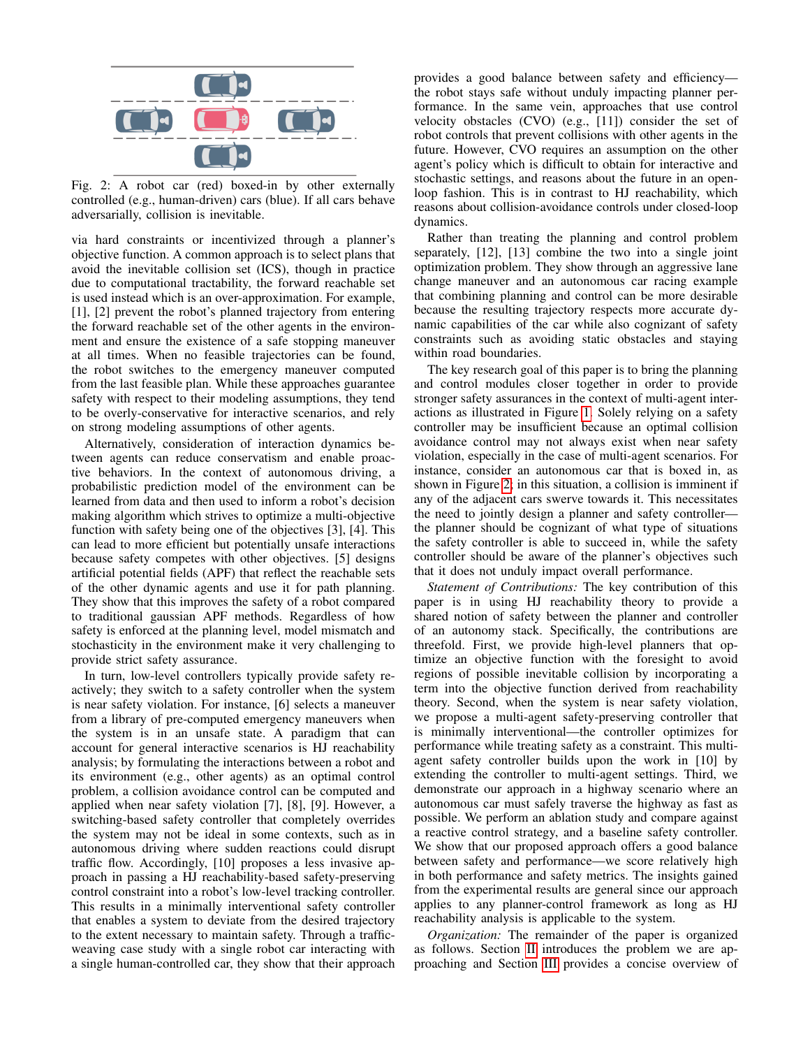Fig. 2: A robot car (red) boxed-in by other externally controlled (e.g., human-driven) cars (blue). If all cars behave adversarially, collision is inevitable.

via hard constraints or incentivized through a planner's objective function. A common approach is to select plans that avoid the inevitable collision set (ICS), though in practice due to computational tractability, the forward reachable set is used instead which is an over-approximation. For example, [1], [2] prevent the robot's planned trajectory from entering the forward reachable set of the other agents in the environment and ensure the existence of a safe stopping maneuver at all times. When no feasible trajectories can be found, the robot switches to the emergency maneuver computed from the last feasible plan. While these approaches guarantee safety with respect to their modeling assumptions, they tend to be overly-conservative for interactive scenarios, and rely on strong modeling assumptions of other agents.

Alternatively, consideration of interaction dynamics between agents can reduce conservatism and enable proactive behaviors. In the context of autonomous driving, a probabilistic prediction model of the environment can be learned from data and then used to inform a robot's decision making algorithm which strives to optimize a multi-objective function with safety being one of the objectives [3], [4]. This can lead to more efficient but potentially unsafe interactions because safety competes with other objectives. [5] designs artificial potential fields (APF) that reflect the reachable sets of the other dynamic agents and use it for path planning. They show that this improves the safety of a robot compared to traditional gaussian APF methods. Regardless of how safety is enforced at the planning level, model mismatch and stochasticity in the environment make it very challenging to provide strict safety assurance.

In turn, low-level controllers typically provide safety reactively; they switch to a safety controller when the system is near safety violation. For instance, [6] selects a maneuver from a library of pre-computed emergency maneuvers when the system is in an unsafe state. A paradigm that can account for general interactive scenarios is HJ reachability analysis; by formulating the interactions between a robot and its environment (e.g., other agents) as an optimal control problem, a collision avoidance control can be computed and applied when near safety violation [7], [8], [9]. However, a switching-based safety controller that completely overrides the system may not be ideal in some contexts, such as in autonomous driving where sudden reactions could disrupt traffic flow. Accordingly, [10] proposes a less invasive approach in passing a HJ reachability-based safety-preserving control constraint into a robot's low-level tracking controller. This results in a minimally interventional safety controller that enables a system to deviate from the desired trajectory to the extent necessary to maintain safety. Through a traffic-weaving case study with a single robot car interacting with a single human-controlled car, they show that their approach provides a good balance between safety and efficiency—the robot stays safe without unduly impacting planner performance. In the same vein, approaches that use control velocity obstacles (CVO) (e.g., [11]) consider the set of robot controls that prevent collisions with other agents in the future. However, CVO requires an assumption on the other agent's policy which is difficult to obtain for interactive and stochastic settings, and reasons about the future in an open-loop fashion. This is in contrast to HJ reachability, which reasons about collision-avoidance controls under closed-loop dynamics.

Rather than treating the planning and control problem separately, [12], [13] combine the two into a single joint optimization problem. They show through an aggressive lane change maneuver and an autonomous car racing example that combining planning and control can be more desirable because the resulting trajectory respects more accurate dynamic capabilities of the car while also cognizant of safety constraints such as avoiding static obstacles and staying within road boundaries.

The key research goal of this paper is to bring the planning and control modules closer together in order to provide stronger safety assurances in the context of multi-agent interactions as illustrated in Figure 1. Solely relying on a safety controller may be insufficient because an optimal collision avoidance control may not always exist when near safety violation, especially in the case of multi-agent scenarios. For instance, consider an autonomous car that is boxed in, as shown in Figure 2; in this situation, a collision is imminent if any of the adjacent cars swerve towards it. This necessitates the need to jointly design a planner and safety controller—the planner should be cognizant of what type of situations the safety controller is able to succeed in, while the safety controller should be aware of the planner's objectives such that it does not unduly impact overall performance.

*Statement of Contributions:* The key contribution of this paper is in using HJ reachability theory to provide a shared notion of safety between the planner and controller of an autonomy stack. Specifically, the contributions are threefold. First, we provide high-level planners that optimize an objective function with the foresight to avoid regions of possible inevitable collision by incorporating a term into the objective function derived from reachability theory. Second, when the system is near safety violation, we propose a multi-agent safety-preserving controller that is minimally interventional—the controller optimizes for performance while treating safety as a constraint. This multi-agent safety controller builds upon the work in [10] by extending the controller to multi-agent settings. Third, we demonstrate our approach in a highway scenario where an autonomous car must safely traverse the highway as fast as possible. We perform an ablation study and compare against a reactive control strategy, and a baseline safety controller. We show that our proposed approach offers a good balance between safety and performance—we score relatively high in both performance and safety metrics. The insights gained from the experimental results are general since our approach applies to any planner-control framework as long as HJ reachability analysis is applicable to the system.

*Organization:* The remainder of the paper is organized as follows. Section II introduces the problem we are approaching and Section III provides a concise overview of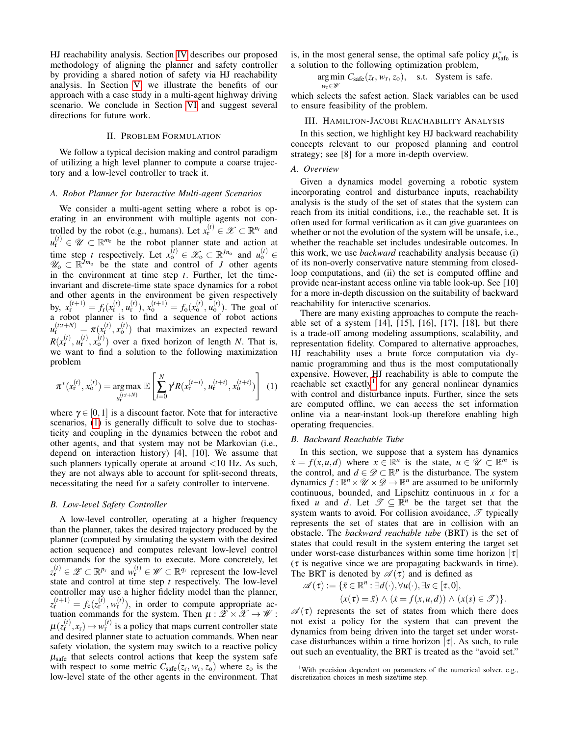HJ reachability analysis. Section IV describes our proposed methodology of aligning the planner and safety controller by providing a shared notion of safety via HJ reachability analysis. In Section V, we illustrate the benefits of our approach with a case study in a multi-agent highway driving scenario. We conclude in Section VI and suggest several directions for future work.

## II. Problem Formulation

We follow a typical decision making and control paradigm of utilizing a high level planner to compute a coarse trajectory and a low-level controller to track it.

### A. Robot Planner for Interactive Multi-agent Scenarios

We consider a multi-agent setting where a robot is operating in an environment with multiple agents not controlled by the robot (e.g., humans). Let $x_\mathrm{r}^{(t)} \in \mathscr{X} \subset \mathbb{R}^{n_\mathrm{r}}$ and $u_\mathrm{r}^{(t)} \in \mathscr{U} \subset \mathbb{R}^{m_\mathrm{r}}$ be the robot planner state and action at time step $t$ respectively. Let $x_\mathrm{o}^{(t)} \in \mathscr{X}_\mathrm{o} \subset \mathbb{R}^{Jn_\mathrm{o}}$ and $u_\mathrm{o}^{(t)} \in \mathscr{U}_\mathrm{o} \subset \mathbb{R}^{Jm_\mathrm{o}}$ be the state and control of $J$ other agents in the environment at time step $t$. Further, let the time-invariant and discrete-time state space dynamics for a robot and other agents in the environment be given respectively by, $x_\mathrm{r}^{(t+1)} = f_\mathrm{r}(x_\mathrm{r}^{(t)}, u_\mathrm{r}^{(t)})$, $x_\mathrm{o}^{(t+1)} = f_\mathrm{o}(x_\mathrm{o}^{(t)}, u_\mathrm{o}^{(t)})$. The goal of a robot planner is to find a sequence of robot actions $u_\mathrm{r}^{(t:t+N)} = \pi(x_\mathrm{r}^{(t)}, x_\mathrm{o}^{(t)})$ that maximizes an expected reward $R(x_\mathrm{r}^{(t)}, u_\mathrm{r}^{(t)}, x_\mathrm{o}^{(t)})$ over a fixed horizon of length $N$. That is, we want to find a solution to the following maximization problem

$$\pi^*(x_\mathrm{r}^{(t)}, x_\mathrm{o}^{(t)}) = \underset{u_\mathrm{r}^{(t:t+N)}}{\arg\max}\ \mathbb{E}\left[\sum_{i=0}^{N} \gamma^i R(x_\mathrm{r}^{(t+i)}, u_\mathrm{r}^{(t+i)}, x_\mathrm{o}^{(t+i)})\right] \quad (1)$$

where $\gamma \in [0,1]$ is a discount factor. Note that for interactive scenarios, (1) is generally difficult to solve due to stochasticity and coupling in the dynamics between the robot and other agents, and that system may not be Markovian (i.e., depend on interaction history) [4], [10]. We assume that such planners typically operate at around <10 Hz. As such, they are not always able to account for split-second threats, necessitating the need for a safety controller to intervene.

### B. Low-level Safety Controller

A low-level controller, operating at a higher frequency than the planner, takes the desired trajectory produced by the planner (computed by simulating the system with the desired action sequence) and computes relevant low-level control commands for the system to execute. More concretely, let $z_\mathrm{r}^{(t)} \in \mathscr{Z} \subset \mathbb{R}^{p_\mathrm{r}}$ and $w_\mathrm{r}^{(t)} \in \mathscr{W} \subset \mathbb{R}^{q_\mathrm{r}}$ represent the low-level state and control at time step $t$ respectively. The low-level controller may use a higher fidelity model than the planner, $z_\mathrm{r}^{(t+1)} = f_\mathrm{c}(z_\mathrm{r}^{(t)}, w_\mathrm{r}^{(t)})$, in order to compute appropriate actuation commands for the system. Then $\mu : \mathscr{Z} \times \mathscr{X} \to \mathscr{W} : \mu(z_\mathrm{r}^{(t)}, x_\mathrm{r}) \mapsto w_\mathrm{r}^{(t)}$ is a policy that maps current controller state and desired planner state to actuation commands. When near safety violation, the system may switch to a reactive policy $\mu_\mathrm{safe}$ that selects control actions that keep the system safe with respect to some metric $C_\mathrm{safe}(z_\mathrm{r}, w_\mathrm{r}, z_\mathrm{o})$ where $z_\mathrm{o}$ is the low-level state of the other agents in the environment. That is, in the most general sense, the optimal safe policy $\mu^*_\mathrm{safe}$ is a solution to the following optimization problem,

$$\underset{w_\mathrm{r} \in \mathscr{W}}{\arg\min}\ C_\mathrm{safe}(z_\mathrm{r}, w_\mathrm{r}, z_\mathrm{o}), \quad \text{s.t.} \quad \text{System is safe.}$$

which selects the safest action. Slack variables can be used to ensure feasibility of the problem.

## III. Hamilton-Jacobi Reachability Analysis

In this section, we highlight key HJ backward reachability concepts relevant to our proposed planning and control strategy; see [8] for a more in-depth overview.

### A. Overview

Given a dynamics model governing a robotic system incorporating control and disturbance inputs, reachability analysis is the study of the set of states that the system can reach from its initial conditions, i.e., the reachable set. It is often used for formal verification as it can give guarantees on whether or not the evolution of the system will be unsafe, i.e., whether the reachable set includes undesirable outcomes. In this work, we use *backward* reachability analysis because (i) of its non-overly conservative nature stemming from closed-loop computations, and (ii) the set is computed offline and provide near-instant access online via table look-up. See [10] for a more in-depth discussion on the suitability of backward reachability for interactive scenarios.

There are many existing approaches to compute the reachable set of a system [14], [15], [16], [17], [18], but there is a trade-off among modeling assumptions, scalability, and representation fidelity. Compared to alternative approaches, HJ reachability uses a brute force computation via dynamic programming and thus is the most computationally expensive. However, HJ reachability is able to compute the reachable set exactly[1] for any general nonlinear dynamics with control and disturbance inputs. Further, since the sets are computed offline, we can access the set information online via a near-instant look-up therefore enabling high operating frequencies.

### B. Backward Reachable Tube

In this section, we suppose that a system has dynamics $\dot{x} = f(x,u,d)$ where $x \in \mathbb{R}^n$ is the state, $u \in \mathscr{U} \subset \mathbb{R}^m$ is the control, and $d \in \mathscr{D} \subset \mathbb{R}^p$ is the disturbance. The system dynamics $f : \mathbb{R}^n \times \mathscr{U} \times \mathscr{D} \to \mathbb{R}^n$ are assumed to be uniformly continuous, bounded, and Lipschitz continuous in $x$ for a fixed $u$ and $d$. Let $\mathscr{T} \subseteq \mathbb{R}^n$ be the target set that the system wants to avoid. For collision avoidance, $\mathscr{T}$ typically represents the set of states that are in collision with an obstacle. The *backward reachable tube* (BRT) is the set of states that could result in the system entering the target set under worst-case disturbances within some time horizon $|\tau|$ ($\tau$ is negative since we are propagating backwards in time). The BRT is denoted by $\mathscr{A}(\tau)$ and is defined as

$$\begin{aligned}\mathscr{A}(\tau) := \{\bar{x} \in \mathbb{R}^n : \exists d(\cdot), \forall u(\cdot), \exists s \in [\tau, 0],\\ (x(\tau) = \bar{x}) \wedge (\dot{x} = f(x,u,d)) \wedge (x(s) \in \mathscr{T})\}.\end{aligned}$$

$\mathscr{A}(\tau)$ represents the set of states from which there does not exist a policy for the system that can prevent the dynamics from being driven into the target set under worst-case disturbances within a time horizon $|\tau|$. As such, to rule out such an eventuality, the BRT is treated as the "avoid set."

[1] With precision dependent on parameters of the numerical solver, e.g., discretization choices in mesh size/time step.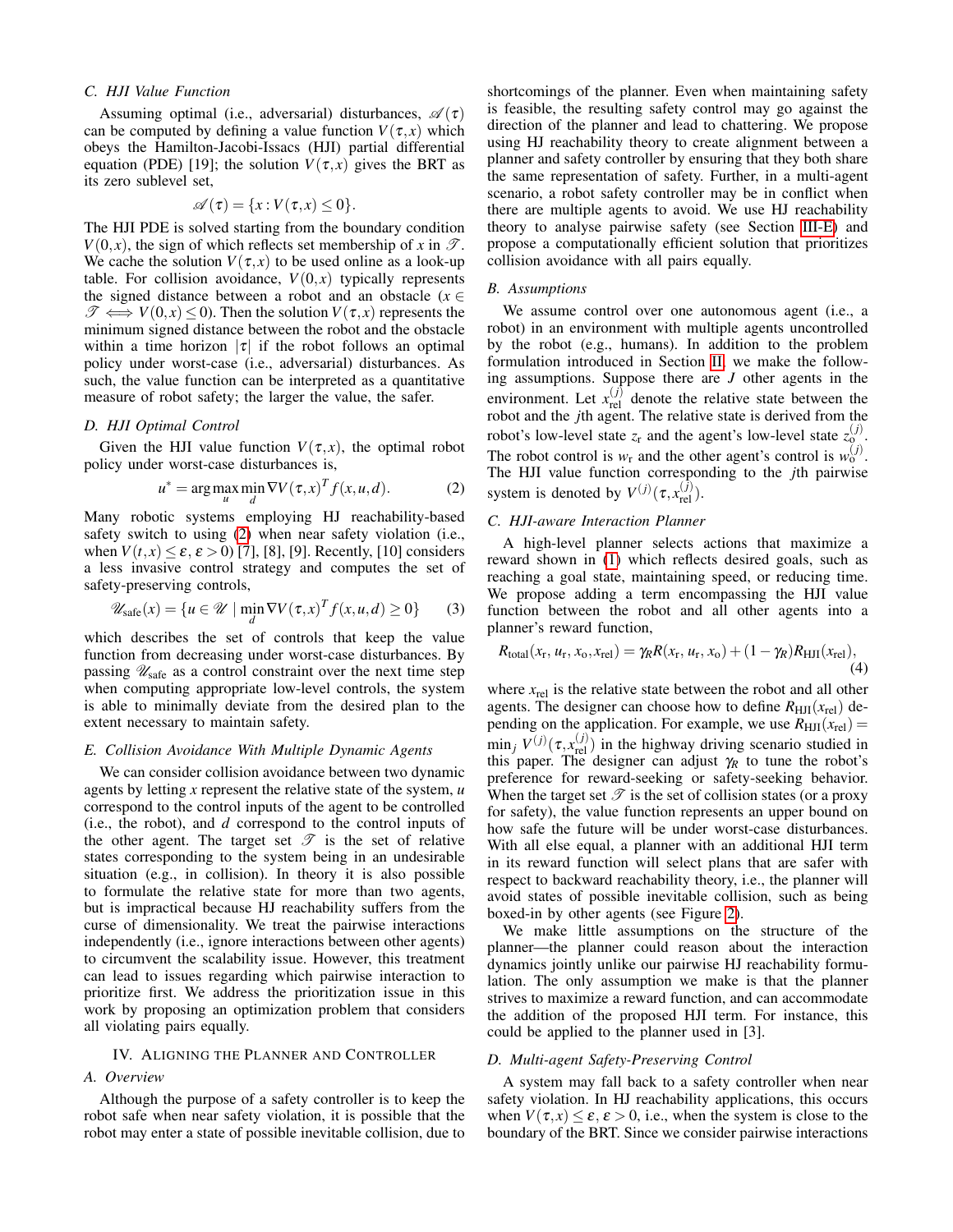### C. HJI Value Function

Assuming optimal (i.e., adversarial) disturbances, $\mathscr{A}(\tau)$ can be computed by defining a value function $V(\tau,x)$ which obeys the Hamilton-Jacobi-Issacs (HJI) partial differential equation (PDE) [19]; the solution $V(\tau,x)$ gives the BRT as its zero sublevel set,

$$\mathscr{A}(\tau) = \{x : V(\tau,x) \leq 0\}.$$

The HJI PDE is solved starting from the boundary condition $V(0,x)$, the sign of which reflects set membership of $x$ in $\mathscr{T}$. We cache the solution $V(\tau,x)$ to be used online as a look-up table. For collision avoidance, $V(0,x)$ typically represents the signed distance between a robot and an obstacle ($x \in \mathscr{T} \iff V(0,x) \leq 0$). Then the solution $V(\tau,x)$ represents the minimum signed distance between the robot and the obstacle within a time horizon $|\tau|$ if the robot follows an optimal policy under worst-case (i.e., adversarial) disturbances. As such, the value function can be interpreted as a quantitative measure of robot safety; the larger the value, the safer.

### D. HJI Optimal Control

Given the HJI value function $V(\tau,x)$, the optimal robot policy under worst-case disturbances is,

$$u^* = \arg\max_u \min_d \nabla V(\tau,x)^T f(x,u,d). \tag{2}$$

Many robotic systems employing HJ reachability-based safety switch to using (2) when near safety violation (i.e., when $V(t,x) \leq \varepsilon, \varepsilon > 0$) [7], [8], [9]. Recently, [10] considers a less invasive control strategy and computes the set of safety-preserving controls,

$$\mathscr{U}_{\text{safe}}(x) = \{u \in \mathscr{U} \mid \min_d \nabla V(\tau,x)^T f(x,u,d) \geq 0\} \tag{3}$$

which describes the set of controls that keep the value function from decreasing under worst-case disturbances. By passing $\mathscr{U}_{\text{safe}}$ as a control constraint over the next time step when computing appropriate low-level controls, the system is able to minimally deviate from the desired plan to the extent necessary to maintain safety.

### E. Collision Avoidance With Multiple Dynamic Agents

We can consider collision avoidance between two dynamic agents by letting $x$ represent the relative state of the system, $u$ correspond to the control inputs of the agent to be controlled (i.e., the robot), and $d$ correspond to the control inputs of the other agent. The target set $\mathscr{T}$ is the set of relative states corresponding to the system being in an undesirable situation (e.g., in collision). In theory it is also possible to formulate the relative state for more than two agents, but is impractical because HJ reachability suffers from the curse of dimensionality. We treat the pairwise interactions independently (i.e., ignore interactions between other agents) to circumvent the scalability issue. However, this treatment can lead to issues regarding which pairwise interaction to prioritize first. We address the prioritization issue in this work by proposing an optimization problem that considers all violating pairs equally.

## IV. Aligning the Planner and Controller

### A. Overview

Although the purpose of a safety controller is to keep the robot safe when near safety violation, it is possible that the robot may enter a state of possible inevitable collision, due to shortcomings of the planner. Even when maintaining safety is feasible, the resulting safety control may go against the direction of the planner and lead to chattering. We propose using HJ reachability theory to create alignment between a planner and safety controller by ensuring that they both share the same representation of safety. Further, in a multi-agent scenario, a robot safety controller may be in conflict when there are multiple agents to avoid. We use HJ reachability theory to analyse pairwise safety (see Section III-E) and propose a computationally efficient solution that prioritizes collision avoidance with all pairs equally.

### B. Assumptions

We assume control over one autonomous agent (i.e., a robot) in an environment with multiple agents uncontrolled by the robot (e.g., humans). In addition to the problem formulation introduced in Section II, we make the following assumptions. Suppose there are $J$ other agents in the environment. Let $x_{\text{rel}}^{(j)}$ denote the relative state between the robot and the $j$th agent. The relative state is derived from the robot's low-level state $z_{\text{r}}$ and the agent's low-level state $z_{\text{o}}^{(j)}$. The robot control is $w_{\text{r}}$ and the other agent's control is $w_{\text{o}}^{(j)}$. The HJI value function corresponding to the $j$th pairwise system is denoted by $V^{(j)}(\tau, x_{\text{rel}}^{(j)})$.

### C. HJI-aware Interaction Planner

A high-level planner selects actions that maximize a reward shown in (1) which reflects desired goals, such as reaching a goal state, maintaining speed, or reducing time. We propose adding a term encompassing the HJI value function between the robot and all other agents into a planner's reward function,

$$R_{\text{total}}(x_{\text{r}}, u_{\text{r}}, x_{\text{o}}, x_{\text{rel}}) = \gamma_R R(x_{\text{r}}, u_{\text{r}}, x_{\text{o}}) + (1-\gamma_R) R_{\text{HJI}}(x_{\text{rel}}), \tag{4}$$

where $x_{\text{rel}}$ is the relative state between the robot and all other agents. The designer can choose how to define $R_{\text{HJI}}(x_{\text{rel}})$ depending on the application. For example, we use $R_{\text{HJI}}(x_{\text{rel}}) = \min_j V^{(j)}(\tau, x_{\text{rel}}^{(j)})$ in the highway driving scenario studied in this paper. The designer can adjust $\gamma_R$ to tune the robot's preference for reward-seeking or safety-seeking behavior. When the target set $\mathscr{T}$ is the set of collision states (or a proxy for safety), the value function represents an upper bound on how safe the future will be under worst-case disturbances. With all else equal, a planner with an additional HJI term in its reward function will select plans that are safer with respect to backward reachability theory, i.e., the planner will avoid states of possible inevitable collision, such as being boxed-in by other agents (see Figure 2).

We make little assumptions on the structure of the planner—the planner could reason about the interaction dynamics jointly unlike our pairwise HJ reachability formulation. The only assumption we make is that the planner strives to maximize a reward function, and can accommodate the addition of the proposed HJI term. For instance, this could be applied to the planner used in [3].

### D. Multi-agent Safety-Preserving Control

A system may fall back to a safety controller when near safety violation. In HJ reachability applications, this occurs when $V(\tau,x) \leq \varepsilon, \varepsilon > 0$, i.e., when the system is close to the boundary of the BRT. Since we consider pairwise interactions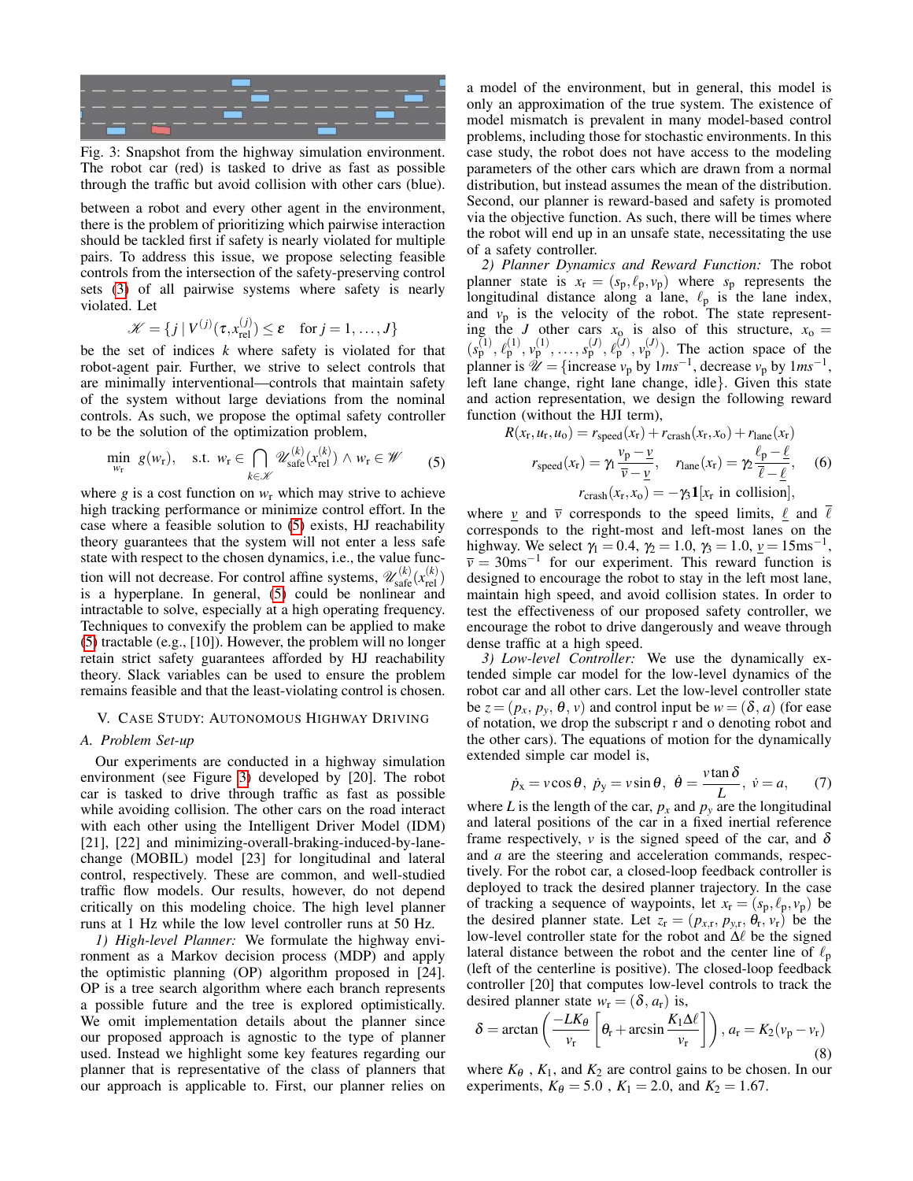Fig. 3: Snapshot from the highway simulation environment. The robot car (red) is tasked to drive as fast as possible through the traffic but avoid collision with other cars (blue).

between a robot and every other agent in the environment, there is the problem of prioritizing which pairwise interaction should be tackled first if safety is nearly violated for multiple pairs. To address this issue, we propose selecting feasible controls from the intersection of the safety-preserving control sets (3) of all pairwise systems where safety is nearly violated. Let

$$\mathscr{K} = \{j \mid V^{(j)}(\tau, x_{\text{rel}}^{(j)}) \leq \varepsilon \quad \text{for } j = 1, \ldots, J\}$$

be the set of indices $k$ where safety is violated for that robot-agent pair. Further, we strive to select controls that are minimally interventional—controls that maintain safety of the system without large deviations from the nominal controls. As such, we propose the optimal safety controller to be the solution of the optimization problem,

$$\min_{w_{\text{r}}} \ g(w_{\text{r}}), \quad \text{s.t. } w_{\text{r}} \in \bigcap_{k \in \mathscr{K}} \mathscr{U}_{\text{safe}}^{(k)}(x_{\text{rel}}^{(k)}) \wedge w_{\text{r}} \in \mathscr{W} \tag{5}$$

where $g$ is a cost function on $w_{\text{r}}$ which may strive to achieve high tracking performance or minimize control effort. In the case where a feasible solution to (5) exists, HJ reachability theory guarantees that the system will not enter a less safe state with respect to the chosen dynamics, i.e., the value function will not decrease. For control affine systems, $\mathscr{U}_{\text{safe}}^{(k)}(x_{\text{rel}}^{(k)})$ is a hyperplane. In general, (5) could be nonlinear and intractable to solve, especially at a high operating frequency. Techniques to convexify the problem can be applied to make (5) tractable (e.g., [10]). However, the problem will no longer retain strict safety guarantees afforded by HJ reachability theory. Slack variables can be used to ensure the problem remains feasible and that the least-violating control is chosen.

## V. Case Study: Autonomous Highway Driving

### A. Problem Set-up

Our experiments are conducted in a highway simulation environment (see Figure 3) developed by [20]. The robot car is tasked to drive through traffic as fast as possible while avoiding collision. The other cars on the road interact with each other using the Intelligent Driver Model (IDM) [21], [22] and minimizing-overall-braking-induced-by-lane-change (MOBIL) model [23] for longitudinal and lateral control, respectively. These are common, and well-studied traffic flow models. Our results, however, do not depend critically on this modeling choice. The high level planner runs at 1 Hz while the low level controller runs at 50 Hz.

*1) High-level Planner:* We formulate the highway environment as a Markov decision process (MDP) and apply the optimistic planning (OP) algorithm proposed in [24]. OP is a tree search algorithm where each branch represents a possible future and the tree is explored optimistically. We omit implementation details about the planner since our proposed approach is agnostic to the type of planner used. Instead we highlight some key features regarding our planner that is representative of the class of planners that our approach is applicable to. First, our planner relies on a model of the environment, but in general, this model is only an approximation of the true system. The existence of model mismatch is prevalent in many model-based control problems, including those for stochastic environments. In this case study, the robot does not have access to the modeling parameters of the other cars which are drawn from a normal distribution, but instead assumes the mean of the distribution. Second, our planner is reward-based and safety is promoted via the objective function. As such, there will be times where the robot will end up in an unsafe state, necessitating the use of a safety controller.

*2) Planner Dynamics and Reward Function:* The robot planner state is $x_{\text{r}} = (s_{\text{p}}, \ell_{\text{p}}, v_{\text{p}})$ where $s_{\text{p}}$ represents the longitudinal distance along a lane, $\ell_{\text{p}}$ is the lane index, and $v_{\text{p}}$ is the velocity of the robot. The state representing the $J$ other cars $x_{\text{o}}$ is also of this structure, $x_{\text{o}} = (s_{\text{p}}^{(1)}, \ell_{\text{p}}^{(1)}, v_{\text{p}}^{(1)}, \ldots, s_{\text{p}}^{(J)}, \ell_{\text{p}}^{(J)}, v_{\text{p}}^{(J)})$. The action space of the planner is $\mathscr{U} = \{$increase $v_{\text{p}}$ by $1ms^{-1}$, decrease $v_{\text{p}}$ by $1ms^{-1}$, left lane change, right lane change, idle$\}$. Given this state and action representation, we design the following reward function (without the HJI term),

$$\begin{aligned} R(x_{\text{r}}, u_{\text{r}}, u_{\text{o}}) &= r_{\text{speed}}(x_{\text{r}}) + r_{\text{crash}}(x_{\text{r}}, x_{\text{o}}) + r_{\text{lane}}(x_{\text{r}}) \\ r_{\text{speed}}(x_{\text{r}}) &= \gamma_1 \frac{v_{\text{p}} - \underline{v}}{\overline{v} - \underline{v}}, \quad r_{\text{lane}}(x_{\text{r}}) = \gamma_2 \frac{\ell_{\text{p}} - \underline{\ell}}{\overline{\ell} - \underline{\ell}}, \\ r_{\text{crash}}(x_{\text{r}}, x_{\text{o}}) &= -\gamma_3 \mathbf{1}[x_{\text{r}} \text{ in collision}], \end{aligned} \tag{6}$$

where $\underline{v}$ and $\overline{v}$ corresponds to the speed limits, $\underline{\ell}$ and $\overline{\ell}$ corresponds to the right-most and left-most lanes on the highway. We select $\gamma_1 = 0.4$, $\gamma_2 = 1.0$, $\gamma_3 = 1.0$, $\underline{v} = 15\text{ms}^{-1}$, $\overline{v} = 30\text{ms}^{-1}$ for our experiment. This reward function is designed to encourage the robot to stay in the left most lane, maintain high speed, and avoid collision states. In order to test the effectiveness of our proposed safety controller, we encourage the robot to drive dangerously and weave through dense traffic at a high speed.

*3) Low-level Controller:* We use the dynamically extended simple car model for the low-level dynamics of the robot car and all other cars. Let the low-level controller state be $z = (p_x, p_y, \theta, v)$ and control input be $w = (\delta, a)$ (for ease of notation, we drop the subscript r and o denoting robot and the other cars). The equations of motion for the dynamically extended simple car model is,

$$\dot{p}_{\text{x}} = v \cos\theta, \ \dot{p}_{\text{y}} = v \sin\theta, \ \dot{\theta} = \frac{v \tan\delta}{L}, \ \dot{v} = a, \tag{7}$$

where $L$ is the length of the car, $p_x$ and $p_y$ are the longitudinal and lateral positions of the car in a fixed inertial reference frame respectively, $v$ is the signed speed of the car, and $\delta$ and $a$ are the steering and acceleration commands, respectively. For the robot car, a closed-loop feedback controller is deployed to track the desired planner trajectory. In the case of tracking a sequence of waypoints, let $x_{\text{r}} = (s_{\text{p}}, \ell_{\text{p}}, v_{\text{p}})$ be the desired planner state. Let $z_{\text{r}} = (p_{x,\text{r}}, p_{y,\text{r}}, \theta_{\text{r}}, v_{\text{r}})$ be the low-level controller state for the robot and $\Delta\ell$ be the signed lateral distance between the robot and the center line of $\ell_{\text{p}}$ (left of the centerline is positive). The closed-loop feedback controller [20] that computes low-level controls to track the desired planner state $w_{\text{r}} = (\delta, a_{\text{r}})$ is,

$$\delta = \arctan\left(\frac{-LK_\theta}{v_{\text{r}}}\left[\theta_{\text{r}} + \arcsin\frac{K_1 \Delta\ell}{v_{\text{r}}}\right]\right), \ a_{\text{r}} = K_2(v_{\text{p}} - v_{\text{r}}) \tag{8}$$

where $K_\theta$, $K_1$, and $K_2$ are control gains to be chosen. In our experiments, $K_\theta = 5.0$, $K_1 = 2.0$, and $K_2 = 1.67$.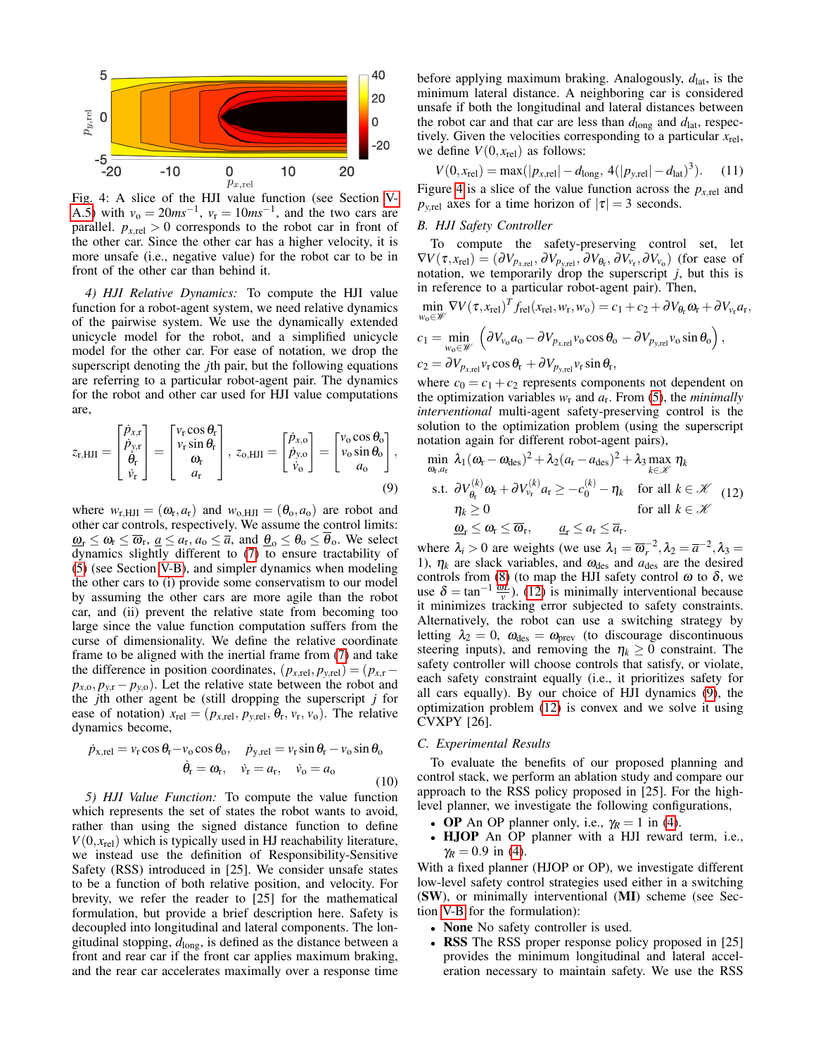Fig. 4: A slice of the HJI value function (see Section V-A.5) with $v_o = 20ms^{-1}$, $v_r = 10ms^{-1}$, and the two cars are parallel. $p_{x,\text{rel}} > 0$ corresponds to the robot car in front of the other car. Since the other car has a higher velocity, it is more unsafe (i.e., negative value) for the robot car to be in front of the other car than behind it.

*4) HJI Relative Dynamics:* To compute the HJI value function for a robot-agent system, we need relative dynamics of the pairwise system. We use the dynamically extended unicycle model for the robot, and a simplified unicycle model for the other car. For ease of notation, we drop the superscript denoting the $j$th pair, but the following equations are referring to a particular robot-agent pair. The dynamics for the robot and other car used for HJI value computations are,

$$z_{\text{r,HJI}} = \begin{bmatrix} \dot{p}_{x,\text{r}} \\ \dot{p}_{y,\text{r}} \\ \dot{\theta}_{\text{r}} \\ \dot{v}_{\text{r}} \end{bmatrix} = \begin{bmatrix} v_{\text{r}} \cos \theta_{\text{r}} \\ v_{\text{r}} \sin \theta_{\text{r}} \\ \omega_{\text{r}} \\ a_{\text{r}} \end{bmatrix}, \; z_{\text{o,HJI}} = \begin{bmatrix} \dot{p}_{x,\text{o}} \\ \dot{p}_{y,\text{o}} \\ \dot{v}_{\text{o}} \end{bmatrix} = \begin{bmatrix} v_{\text{o}} \cos \theta_{\text{o}} \\ v_{\text{o}} \sin \theta_{\text{o}} \\ a_{\text{o}} \end{bmatrix}, \tag{9}$$

where $w_{\text{r,HJI}} = (\omega_{\text{r}}, a_{\text{r}})$ and $w_{\text{o,HJI}} = (\theta_{\text{o}}, a_{\text{o}})$ are robot and other car controls, respectively. We assume the control limits: $\underline{\omega}_{\text{r}} \leq \omega_{\text{r}} \leq \overline{\omega}_{\text{r}}$, $\underline{a} \leq a_{\text{r}}, a_{\text{o}} \leq \overline{a}$, and $\underline{\theta}_{\text{o}} \leq \theta_{\text{o}} \leq \overline{\theta}_{\text{o}}$. We select dynamics slightly different to (7) to ensure tractability of (5) (see Section V-B), and simpler dynamics when modeling the other cars to (i) provide some conservatism to our model by assuming the other cars are more agile than the robot car, and (ii) prevent the relative state from becoming too large since the value function computation suffers from the curse of dimensionality. We define the relative coordinate frame to be aligned with the inertial frame from (7) and take the difference in position coordinates, $(p_{x,\text{rel}}, p_{y,\text{rel}}) = (p_{x,\text{r}} - p_{x,\text{o}}, p_{y,\text{r}} - p_{y,\text{o}})$. Let the relative state between the robot and the $j$th other agent be (still dropping the superscript $j$ for ease of notation) $x_{\text{rel}} = (p_{x,\text{rel}}, p_{y,\text{rel}}, \theta_{\text{r}}, v_{\text{r}}, v_{\text{o}})$. The relative dynamics become,

$$\dot{p}_{x,\text{rel}} = v_{\text{r}} \cos \theta_{\text{r}} - v_{\text{o}} \cos \theta_{\text{o}}, \quad \dot{p}_{y,\text{rel}} = v_{\text{r}} \sin \theta_{\text{r}} - v_{\text{o}} \sin \theta_{\text{o}}$$
$$\dot{\theta}_{\text{r}} = \omega_{\text{r}}, \quad \dot{v}_{\text{r}} = a_{\text{r}}, \quad \dot{v}_{\text{o}} = a_{\text{o}} \tag{10}$$

*5) HJI Value Function:* To compute the value function which represents the set of states the robot wants to avoid, rather than using the signed distance function to define $V(0, x_{\text{rel}})$ which is typically used in HJ reachability literature, we instead use the definition of Responsibility-Sensitive Safety (RSS) introduced in [25]. We consider unsafe states to be a function of both relative position, and velocity. For brevity, we refer the reader to [25] for the mathematical formulation, but provide a brief description here. Safety is decoupled into longitudinal and lateral components. The longitudinal stopping, $d_{\text{long}}$, is defined as the distance between a front and rear car if the front car applies maximum braking, and the rear car accelerates maximally over a response time before applying maximum braking. Analogously, $d_{\text{lat}}$, is the minimum lateral distance. A neighboring car is considered unsafe if both the longitudinal and lateral distances between the robot car and that car are less than $d_{\text{long}}$ and $d_{\text{lat}}$, respectively. Given the velocities corresponding to a particular $x_{\text{rel}}$, we define $V(0, x_{\text{rel}})$ as follows:

$$V(0, x_{\text{rel}}) = \max(|p_{x,\text{rel}}| - d_{\text{long}}, \; 4(|p_{y,\text{rel}}| - d_{\text{lat}})^3). \tag{11}$$

Figure 4 is a slice of the value function across the $p_{x,\text{rel}}$ and $p_{y,\text{rel}}$ axes for a time horizon of $|\tau| = 3$ seconds.

### B. HJI Safety Controller

To compute the safety-preserving control set, let $\nabla V(\tau, x_{\text{rel}}) = (\partial V_{p_{x,\text{rel}}}, \partial V_{p_{y,\text{rel}}}, \partial V_{\theta_{\text{r}}}, \partial V_{v_{\text{r}}}, \partial V_{v_{\text{o}}})$ (for ease of notation, we temporarily drop the superscript $j$, but this is in reference to a particular robot-agent pair). Then,

$$\min_{w_{\text{o}} \in \mathscr{W}} \nabla V(\tau, x_{\text{rel}})^T f_{\text{rel}}(x_{\text{rel}}, w_{\text{r}}, w_{\text{o}}) = c_1 + c_2 + \partial V_{\theta_{\text{r}}} \omega_{\text{r}} + \partial V_{v_{\text{r}}} a_{\text{r}},$$

$$c_1 = \min_{w_{\text{o}} \in \mathscr{W}} \left( \partial V_{v_{\text{o}}} a_{\text{o}} - \partial V_{p_{x,\text{rel}}} v_{\text{o}} \cos \theta_{\text{o}} - \partial V_{p_{y,\text{rel}}} v_{\text{o}} \sin \theta_{\text{o}} \right),$$

$$c_2 = \partial V_{p_{x,\text{rel}}} v_{\text{r}} \cos \theta_{\text{r}} + \partial V_{p_{y,\text{rel}}} v_{\text{r}} \sin \theta_{\text{r}},$$

where $c_0 = c_1 + c_2$ represents components not dependent on the optimization variables $w_{\text{r}}$ and $a_{\text{r}}$. From (5), the *minimally interventional* multi-agent safety-preserving control is the solution to the optimization problem (using the superscript notation again for different robot-agent pairs),

$$\begin{aligned} \min_{\omega_{\text{r}}, a_{\text{r}}} \; & \lambda_1 (\omega_{\text{r}} - \omega_{\text{des}})^2 + \lambda_2 (a_{\text{r}} - a_{\text{des}})^2 + \lambda_3 \max_{k \in \mathscr{K}} \eta_k \\ \text{s.t.} \; & \partial V_{\theta_{\text{r}}}^{(k)} \omega_{\text{r}} + \partial V_{v_{\text{r}}}^{(k)} a_{\text{r}} \geq -c_0^{(k)} - \eta_k \quad \text{for all } k \in \mathscr{K} \\ & \eta_k \geq 0 \quad \text{for all } k \in \mathscr{K} \\ & \underline{\omega}_{\text{r}} \leq \omega_{\text{r}} \leq \overline{\omega}_{\text{r}}, \quad \underline{a}_{\text{r}} \leq a_{\text{r}} \leq \overline{a}_{\text{r}}. \end{aligned} \tag{12}$$

where $\lambda_i > 0$ are weights (we use $\lambda_1 = \overline{\omega}_r^{-2}, \lambda_2 = \overline{a}^{-2}, \lambda_3 = 1$), $\eta_k$ are slack variables, and $\omega_{\text{des}}$ and $a_{\text{des}}$ are the desired controls from (8) (to map the HJI safety control $\omega$ to $\delta$, we use $\delta = \tan^{-1} \frac{\omega L}{v}$). (12) is minimally interventional because it minimizes tracking error subjected to safety constraints. Alternatively, the robot can use a switching strategy by letting $\lambda_2 = 0$, $\omega_{\text{des}} = \omega_{\text{prev}}$ (to discourage discontinuous steering inputs), and removing the $\eta_k \geq 0$ constraint. The safety controller will choose controls that satisfy, or violate, each safety constraint equally (i.e., it prioritizes safety for all cars equally). By our choice of HJI dynamics (9), the optimization problem (12) is convex and we solve it using CVXPY [26].

### C. Experimental Results

To evaluate the benefits of our proposed planning and control stack, we perform an ablation study and compare our approach to the RSS policy proposed in [25]. For the high-level planner, we investigate the following configurations,

- **OP** An OP planner only, i.e., $\gamma_R = 1$ in (4).
- **HJOP** An OP planner with a HJI reward term, i.e., $\gamma_R = 0.9$ in (4).

With a fixed planner (HJOP or OP), we investigate different low-level safety control strategies used either in a switching (**SW**), or minimally interventional (**MI**) scheme (see Section V-B for the formulation):

- **None** No safety controller is used.
- **RSS** The RSS proper response policy proposed in [25] provides the minimum longitudinal and lateral acceleration necessary to maintain safety. We use the RSS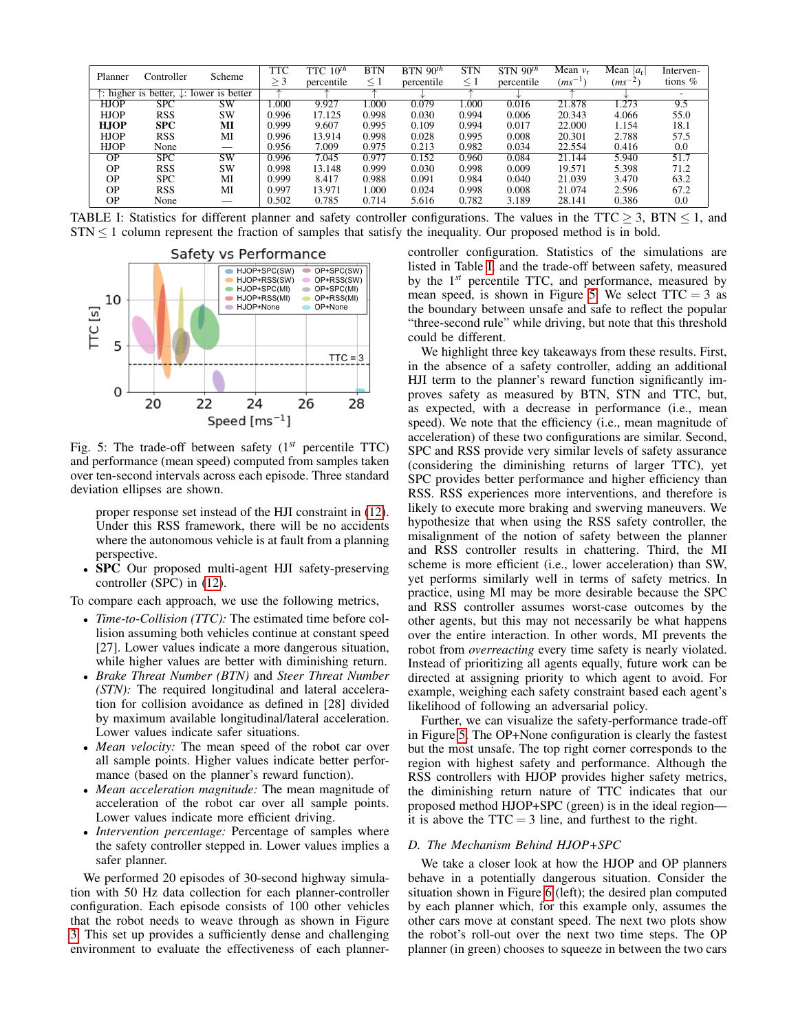| Planner | Controller | Scheme | TTC $\geq 3$ | TTC $10^{th}$ percentile | BTN $\leq 1$ | BTN $90^{th}$ percentile | STN $\leq 1$ | STN $90^{th}$ percentile | Mean $v_r$ $(ms^{-1})$ | Mean $\lvert a_r \rvert$ $(ms^{-2})$ | Interventions % |
|---|---|---|---|---|---|---|---|---|---|---|---|
| ↑: higher is better, ↓: lower is better | | | ↑ | ↑ | ↑ | ↓ | ↑ | ↓ | ↑ | ↓ | - |
| HJOP | SPC | SW | 1.000 | 9.927 | 1.000 | 0.079 | 1.000 | 0.016 | 21.878 | 1.273 | 9.5 |
| HJOP | RSS | SW | 0.996 | 17.125 | 0.998 | 0.030 | 0.994 | 0.006 | 20.343 | 4.066 | 55.0 |
| **HJOP** | **SPC** | **MI** | 0.999 | 9.607 | 0.995 | 0.109 | 0.994 | 0.017 | 22.000 | 1.154 | 18.1 |
| HJOP | RSS | MI | 0.996 | 13.914 | 0.998 | 0.028 | 0.995 | 0.008 | 20.301 | 2.788 | 57.5 |
| HJOP | None | — | 0.956 | 7.009 | 0.975 | 0.213 | 0.982 | 0.034 | 22.554 | 0.416 | 0.0 |
| OP | SPC | SW | 0.996 | 7.045 | 0.977 | 0.152 | 0.960 | 0.084 | 21.144 | 5.940 | 51.7 |
| OP | RSS | SW | 0.998 | 13.148 | 0.999 | 0.030 | 0.998 | 0.009 | 19.571 | 5.398 | 71.2 |
| OP | SPC | MI | 0.999 | 8.417 | 0.988 | 0.091 | 0.984 | 0.040 | 21.039 | 3.470 | 63.2 |
| OP | RSS | MI | 0.997 | 13.971 | 1.000 | 0.024 | 0.998 | 0.008 | 21.074 | 2.596 | 67.2 |
| OP | None | — | 0.502 | 0.785 | 0.714 | 5.616 | 0.782 | 3.189 | 28.141 | 0.386 | 0.0 |

TABLE I: Statistics for different planner and safety controller configurations. The values in the TTC $\geq 3$, BTN $\leq 1$, and STN $\leq 1$ column represent the fraction of samples that satisfy the inequality. Our proposed method is in bold.

Fig. 5: The trade-off between safety ($1^{st}$ percentile TTC) and performance (mean speed) computed from samples taken over ten-second intervals across each episode. Three standard deviation ellipses are shown.

proper response set instead of the HJI constraint in (12). Under this RSS framework, there will be no accidents where the autonomous vehicle is at fault from a planning perspective.

- **SPC** Our proposed multi-agent HJI safety-preserving controller (SPC) in (12).

To compare each approach, we use the following metrics,

- *Time-to-Collision (TTC):* The estimated time before collision assuming both vehicles continue at constant speed [27]. Lower values indicate a more dangerous situation, while higher values are better with diminishing return.
- *Brake Threat Number (BTN)* and *Steer Threat Number (STN):* The required longitudinal and lateral acceleration for collision avoidance as defined in [28] divided by maximum available longitudinal/lateral acceleration. Lower values indicate safer situations.
- *Mean velocity:* The mean speed of the robot car over all sample points. Higher values indicate better performance (based on the planner's reward function).
- *Mean acceleration magnitude:* The mean magnitude of acceleration of the robot car over all sample points. Lower values indicate more efficient driving.
- *Intervention percentage:* Percentage of samples where the safety controller stepped in. Lower values implies a safer planner.

We performed 20 episodes of 30-second highway simulation with 50 Hz data collection for each planner-controller configuration. Each episode consists of 100 other vehicles that the robot needs to weave through as shown in Figure 3. This set up provides a sufficiently dense and challenging environment to evaluate the effectiveness of each planner-controller configuration. Statistics of the simulations are listed in Table I, and the trade-off between safety, measured by the $1^{st}$ percentile TTC, and performance, measured by mean speed, is shown in Figure 5. We select TTC $= 3$ as the boundary between unsafe and safe to reflect the popular "three-second rule" while driving, but note that this threshold could be different.

We highlight three key takeaways from these results. First, in the absence of a safety controller, adding an additional HJI term to the planner's reward function significantly improves safety as measured by BTN, STN and TTC, but, as expected, with a decrease in performance (i.e., mean speed). We note that the efficiency (i.e., mean magnitude of acceleration) of these two configurations are similar. Second, SPC and RSS provide very similar levels of safety assurance (considering the diminishing returns of larger TTC), yet SPC provides better performance and higher efficiency than RSS. RSS experiences more interventions, and therefore is likely to execute more braking and swerving maneuvers. We hypothesize that when using the RSS safety controller, the misalignment of the notion of safety between the planner and RSS controller results in chattering. Third, the MI scheme is more efficient (i.e., lower acceleration) than SW, yet performs similarly well in terms of safety metrics. In practice, using MI may be more desirable because the SPC and RSS controller assumes worst-case outcomes by the other agents, but this may not necessarily be what happens over the entire interaction. In other words, MI prevents the robot from *overreacting* every time safety is nearly violated. Instead of prioritizing all agents equally, future work can be directed at assigning priority to which agent to avoid. For example, weighing each safety constraint based each agent's likelihood of following an adversarial policy.

Further, we can visualize the safety-performance trade-off in Figure 5. The OP+None configuration is clearly the fastest but the most unsafe. The top right corner corresponds to the region with highest safety and performance. Although the RSS controllers with HJOP provides higher safety metrics, the diminishing return nature of TTC indicates that our proposed method HJOP+SPC (green) is in the ideal region—it is above the TTC $= 3$ line, and furthest to the right.

### D. The Mechanism Behind HJOP+SPC

We take a closer look at how the HJOP and OP planners behave in a potentially dangerous situation. Consider the situation shown in Figure 6 (left); the desired plan computed by each planner which, for this example only, assumes the other cars move at constant speed. The next two plots show the robot's roll-out over the next two time steps. The OP planner (in green) chooses to squeeze in between the two cars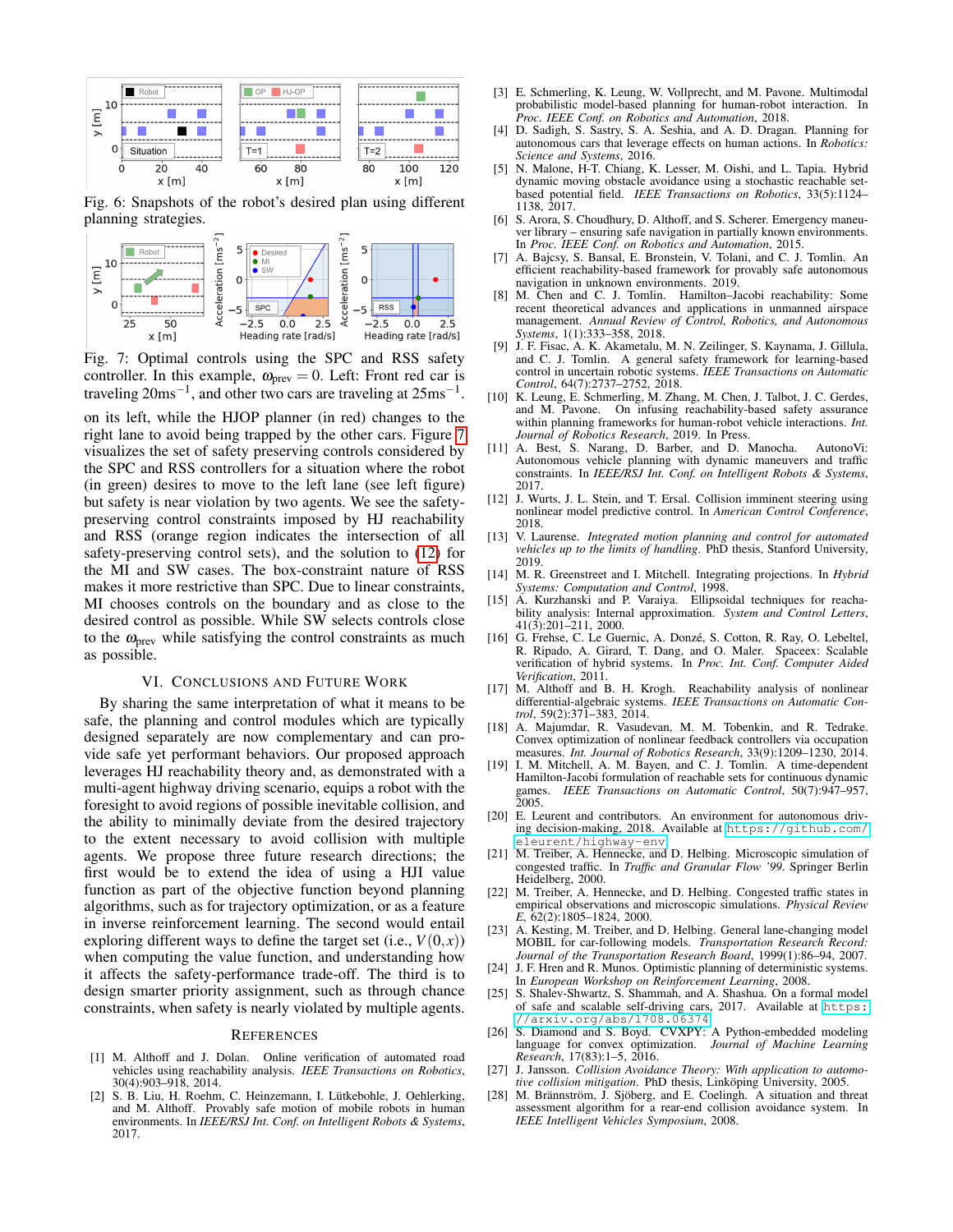Robot

10

y [m]

0

Situation

0 20 40

x [m]

OP HJ-OP

T=1

60 80

x [m]

T=2

80 100 120

x [m]

Fig. 6: Snapshots of the robot's desired plan using different planning strategies.

Robot

10

y [m]

0

25 50

x [m]

5

Desired

MI

SW

Acceleration [ms$^{-2}$]

0

−5

SPC

−2.5 0.0 2.5

Heading rate [rad/s]

5

Acceleration [ms$^{-2}$]

0

−5

RSS

−2.5 0.0 2.5

Heading rate [rad/s]

Fig. 7: Optimal controls using the SPC and RSS safety controller. In this example, $\omega_{\text{prev}} = 0$. Left: Front red car is traveling $20\text{ms}^{-1}$, and other two cars are traveling at $25\text{ms}^{-1}$.

on its left, while the HJOP planner (in red) changes to the right lane to avoid being trapped by the other cars. Figure 7 visualizes the set of safety preserving controls considered by the SPC and RSS controllers for a situation where the robot (in green) desires to move to the left lane (see left figure) but safety is near violation by two agents. We see the safety-preserving control constraints imposed by HJ reachability and RSS (orange region indicates the intersection of all safety-preserving control sets), and the solution to (12) for the MI and SW cases. The box-constraint nature of RSS makes it more restrictive than SPC. Due to linear constraints, MI chooses controls on the boundary and as close to the desired control as possible. While SW selects controls close to the $\omega_{\text{prev}}$ while satisfying the control constraints as much as possible.

## VI. Conclusions and Future Work

By sharing the same interpretation of what it means to be safe, the planning and control modules which are typically designed separately are now complementary and can provide safe yet performant behaviors. Our proposed approach leverages HJ reachability theory and, as demonstrated with a multi-agent highway driving scenario, equips a robot with the foresight to avoid regions of possible inevitable collision, and the ability to minimally deviate from the desired trajectory to the extent necessary to avoid collision with multiple agents. We propose three future research directions; the first would be to extend the idea of using a HJI value function as part of the objective function beyond planning algorithms, such as for trajectory optimization, or as a feature in inverse reinforcement learning. The second would entail exploring different ways to define the target set (i.e., $V(0,x)$) when computing the value function, and understanding how it affects the safety-performance trade-off. The third is to design smarter priority assignment, such as through chance constraints, when safety is nearly violated by multiple agents.

## References

[1] M. Althoff and J. Dolan. Online verification of automated road vehicles using reachability analysis. *IEEE Transactions on Robotics*, 30(4):903–918, 2014.

[2] S. B. Liu, H. Roehm, C. Heinzemann, I. Lütkebohle, J. Oehlerking, and M. Althoff. Provably safe motion of mobile robots in human environments. In *IEEE/RSJ Int. Conf. on Intelligent Robots & Systems*, 2017.

[3] E. Schmerling, K. Leung, W. Vollprecht, and M. Pavone. Multimodal probabilistic model-based planning for human-robot interaction. In *Proc. IEEE Conf. on Robotics and Automation*, 2018.

[4] D. Sadigh, S. Sastry, S. A. Seshia, and A. D. Dragan. Planning for autonomous cars that leverage effects on human actions. In *Robotics: Science and Systems*, 2016.

[5] N. Malone, H-T. Chiang, K. Lesser, M. Oishi, and L. Tapia. Hybrid dynamic moving obstacle avoidance using a stochastic reachable set-based potential field. *IEEE Transactions on Robotics*, 33(5):1124–1138, 2017.

[6] S. Arora, S. Choudhury, D. Althoff, and S. Scherer. Emergency maneuver library – ensuring safe navigation in partially known environments. In *Proc. IEEE Conf. on Robotics and Automation*, 2015.

[7] A. Bajcsy, S. Bansal, E. Bronstein, V. Tolani, and C. J. Tomlin. An efficient reachability-based framework for provably safe autonomous navigation in unknown environments. 2019.

[8] M. Chen and C. J. Tomlin. Hamilton–Jacobi reachability: Some recent theoretical advances and applications in unmanned airspace management. *Annual Review of Control, Robotics, and Autonomous Systems*, 1(1):333–358, 2018.

[9] J. F. Fisac, A. K. Akametalu, M. N. Zeilinger, S. Kaynama, J. Gillula, and C. J. Tomlin. A general safety framework for learning-based control in uncertain robotic systems. *IEEE Transactions on Automatic Control*, 64(7):2737–2752, 2018.

[10] K. Leung, E. Schmerling, M. Zhang, M. Chen, J. Talbot, J. C. Gerdes, and M. Pavone. On infusing reachability-based safety assurance within planning frameworks for human-robot vehicle interactions. *Int. Journal of Robotics Research*, 2019. In Press.

[11] A. Best, S. Narang, D. Barber, and D. Manocha. AutonoVi: Autonomous vehicle planning with dynamic maneuvers and traffic constraints. In *IEEE/RSJ Int. Conf. on Intelligent Robots & Systems*, 2017.

[12] J. Wurts, J. L. Stein, and T. Ersal. Collision imminent steering using nonlinear model predictive control. In *American Control Conference*, 2018.

[13] V. Laurense. *Integrated motion planning and control for automated vehicles up to the limits of handling*. PhD thesis, Stanford University, 2019.

[14] M. R. Greenstreet and I. Mitchell. Integrating projections. In *Hybrid Systems: Computation and Control*, 1998.

[15] A. Kurzhanski and P. Varaiya. Ellipsoidal techniques for reachability analysis: Internal approximation. *System and Control Letters*, 41(3):201–211, 2000.

[16] G. Frehse, C. Le Guernic, A. Donzé, S. Cotton, R. Ray, O. Lebeltel, R. Ripado, A. Girard, T. Dang, and O. Maler. Spaceex: Scalable verification of hybrid systems. In *Proc. Int. Conf. Computer Aided Verification*, 2011.

[17] M. Althoff and B. H. Krogh. Reachability analysis of nonlinear differential-algebraic systems. *IEEE Transactions on Automatic Control*, 59(2):371–383, 2014.

[18] A. Majumdar, R. Vasudevan, M. M. Tobenkin, and R. Tedrake. Convex optimization of nonlinear feedback controllers via occupation measures. *Int. Journal of Robotics Research*, 33(9):1209–1230, 2014.

[19] I. M. Mitchell, A. M. Bayen, and C. J. Tomlin. A time-dependent Hamilton-Jacobi formulation of reachable sets for continuous dynamic games. *IEEE Transactions on Automatic Control*, 50(7):947–957, 2005.

[20] E. Leurent and contributors. An environment for autonomous driving decision-making, 2018. Available at https://github.com/eleurent/highway-env.

[21] M. Treiber, A. Hennecke, and D. Helbing. Microscopic simulation of congested traffic. In *Traffic and Granular Flow '99*. Springer Berlin Heidelberg, 2000.

[22] M. Treiber, A. Hennecke, and D. Helbing. Congested traffic states in empirical observations and microscopic simulations. *Physical Review E*, 62(2):1805–1824, 2000.

[23] A. Kesting, M. Treiber, and D. Helbing. General lane-changing model MOBIL for car-following models. *Transportation Research Record: Journal of the Transportation Research Board*, 1999(1):86–94, 2007.

[24] J. F. Hren and R. Munos. Optimistic planning of deterministic systems. In *European Workshop on Reinforcement Learning*, 2008.

[25] S. Shalev-Shwartz, S. Shammah, and A. Shashua. On a formal model of safe and scalable self-driving cars, 2017. Available at https://arxiv.org/abs/1708.06374.

[26] S. Diamond and S. Boyd. CVXPY: A Python-embedded modeling language for convex optimization. *Journal of Machine Learning Research*, 17(83):1–5, 2016.

[27] J. Jansson. *Collision Avoidance Theory: With application to automotive collision mitigation*. PhD thesis, Linköping University, 2005.

[28] M. Brännström, J. Sjöberg, and E. Coelingh. A situation and threat assessment algorithm for a rear-end collision avoidance system. In *IEEE Intelligent Vehicles Symposium*, 2008.